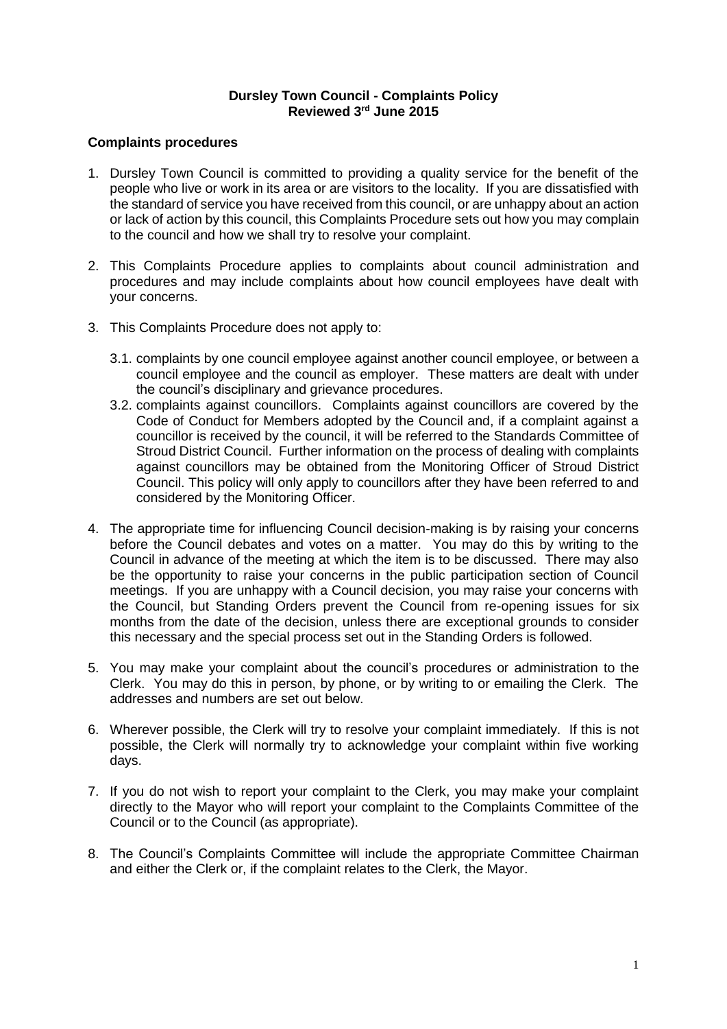# Dursley Town Council - Complaints Policy
**Reviewed 3rd June 2015**

## Complaints procedures

1. Dursley Town Council is committed to providing a quality service for the benefit of the people who live or work in its area or are visitors to the locality. If you are dissatisfied with the standard of service you have received from this council, or are unhappy about an action or lack of action by this council, this Complaints Procedure sets out how you may complain to the council and how we shall try to resolve your complaint.

2. This Complaints Procedure applies to complaints about council administration and procedures and may include complaints about how council employees have dealt with your concerns.

3. This Complaints Procedure does not apply to:

   3.1. complaints by one council employee against another council employee, or between a council employee and the council as employer. These matters are dealt with under the council's disciplinary and grievance procedures.

   3.2. complaints against councillors. Complaints against councillors are covered by the Code of Conduct for Members adopted by the Council and, if a complaint against a councillor is received by the council, it will be referred to the Standards Committee of Stroud District Council. Further information on the process of dealing with complaints against councillors may be obtained from the Monitoring Officer of Stroud District Council. This policy will only apply to councillors after they have been referred to and considered by the Monitoring Officer.

4. The appropriate time for influencing Council decision-making is by raising your concerns before the Council debates and votes on a matter. You may do this by writing to the Council in advance of the meeting at which the item is to be discussed. There may also be the opportunity to raise your concerns in the public participation section of Council meetings. If you are unhappy with a Council decision, you may raise your concerns with the Council, but Standing Orders prevent the Council from re-opening issues for six months from the date of the decision, unless there are exceptional grounds to consider this necessary and the special process set out in the Standing Orders is followed.

5. You may make your complaint about the council's procedures or administration to the Clerk. You may do this in person, by phone, or by writing to or emailing the Clerk. The addresses and numbers are set out below.

6. Wherever possible, the Clerk will try to resolve your complaint immediately. If this is not possible, the Clerk will normally try to acknowledge your complaint within five working days.

7. If you do not wish to report your complaint to the Clerk, you may make your complaint directly to the Mayor who will report your complaint to the Complaints Committee of the Council or to the Council (as appropriate).

8. The Council's Complaints Committee will include the appropriate Committee Chairman and either the Clerk or, if the complaint relates to the Clerk, the Mayor.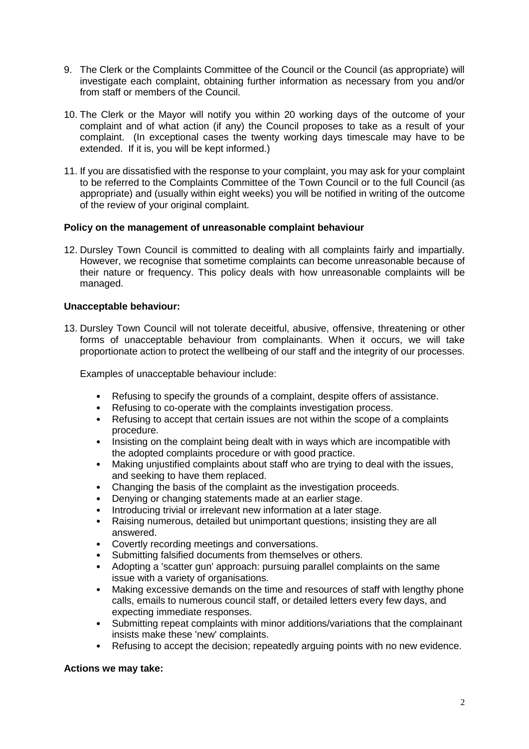9. The Clerk or the Complaints Committee of the Council or the Council (as appropriate) will investigate each complaint, obtaining further information as necessary from you and/or from staff or members of the Council.

10. The Clerk or the Mayor will notify you within 20 working days of the outcome of your complaint and of what action (if any) the Council proposes to take as a result of your complaint. (In exceptional cases the twenty working days timescale may have to be extended. If it is, you will be kept informed.)

11. If you are dissatisfied with the response to your complaint, you may ask for your complaint to be referred to the Complaints Committee of the Town Council or to the full Council (as appropriate) and (usually within eight weeks) you will be notified in writing of the outcome of the review of your original complaint.

**Policy on the management of unreasonable complaint behaviour**

12. Dursley Town Council is committed to dealing with all complaints fairly and impartially. However, we recognise that sometime complaints can become unreasonable because of their nature or frequency. This policy deals with how unreasonable complaints will be managed.

**Unacceptable behaviour:**

13. Dursley Town Council will not tolerate deceitful, abusive, offensive, threatening or other forms of unacceptable behaviour from complainants. When it occurs, we will take proportionate action to protect the wellbeing of our staff and the integrity of our processes.

    Examples of unacceptable behaviour include:

    - Refusing to specify the grounds of a complaint, despite offers of assistance.
    - Refusing to co-operate with the complaints investigation process.
    - Refusing to accept that certain issues are not within the scope of a complaints procedure.
    - Insisting on the complaint being dealt with in ways which are incompatible with the adopted complaints procedure or with good practice.
    - Making unjustified complaints about staff who are trying to deal with the issues, and seeking to have them replaced.
    - Changing the basis of the complaint as the investigation proceeds.
    - Denying or changing statements made at an earlier stage.
    - Introducing trivial or irrelevant new information at a later stage.
    - Raising numerous, detailed but unimportant questions; insisting they are all answered.
    - Covertly recording meetings and conversations.
    - Submitting falsified documents from themselves or others.
    - Adopting a 'scatter gun' approach: pursuing parallel complaints on the same issue with a variety of organisations.
    - Making excessive demands on the time and resources of staff with lengthy phone calls, emails to numerous council staff, or detailed letters every few days, and expecting immediate responses.
    - Submitting repeat complaints with minor additions/variations that the complainant insists make these 'new' complaints.
    - Refusing to accept the decision; repeatedly arguing points with no new evidence.

**Actions we may take:**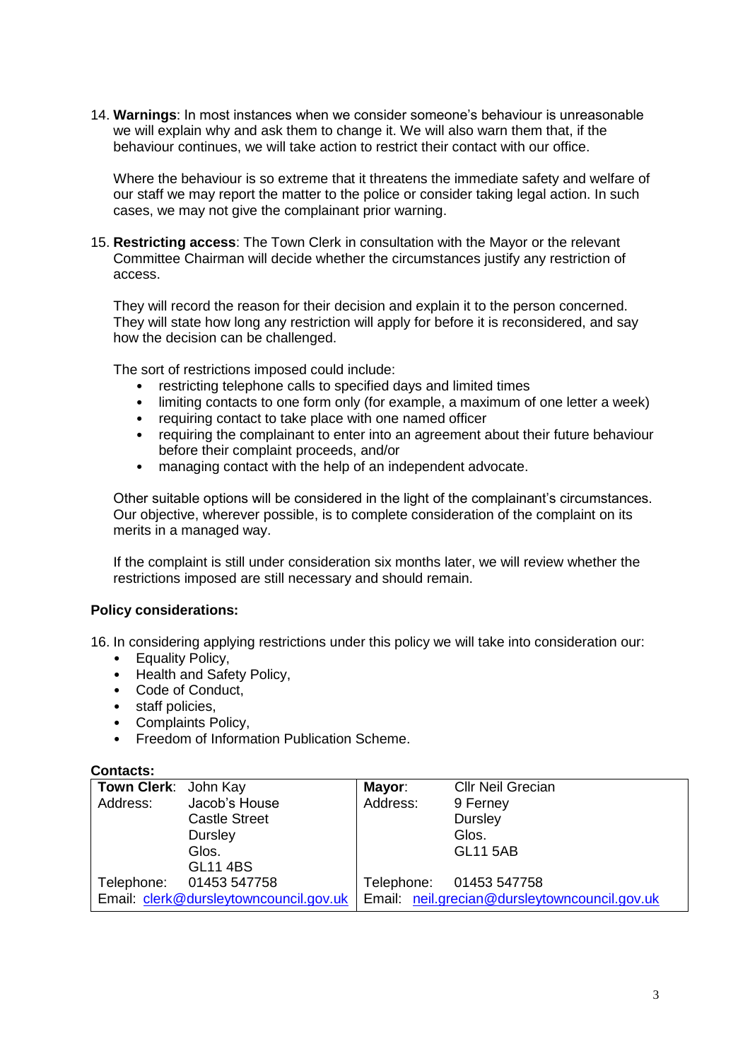14. **Warnings**: In most instances when we consider someone's behaviour is unreasonable we will explain why and ask them to change it. We will also warn them that, if the behaviour continues, we will take action to restrict their contact with our office.

    Where the behaviour is so extreme that it threatens the immediate safety and welfare of our staff we may report the matter to the police or consider taking legal action. In such cases, we may not give the complainant prior warning.

15. **Restricting access**: The Town Clerk in consultation with the Mayor or the relevant Committee Chairman will decide whether the circumstances justify any restriction of access.

    They will record the reason for their decision and explain it to the person concerned. They will state how long any restriction will apply for before it is reconsidered, and say how the decision can be challenged.

    The sort of restrictions imposed could include:
    - restricting telephone calls to specified days and limited times
    - limiting contacts to one form only (for example, a maximum of one letter a week)
    - requiring contact to take place with one named officer
    - requiring the complainant to enter into an agreement about their future behaviour before their complaint proceeds, and/or
    - managing contact with the help of an independent advocate.

    Other suitable options will be considered in the light of the complainant's circumstances. Our objective, wherever possible, is to complete consideration of the complaint on its merits in a managed way.

    If the complaint is still under consideration six months later, we will review whether the restrictions imposed are still necessary and should remain.

**Policy considerations:**

16. In considering applying restrictions under this policy we will take into consideration our:
    - Equality Policy,
    - Health and Safety Policy,
    - Code of Conduct,
    - staff policies,
    - Complaints Policy,
    - Freedom of Information Publication Scheme.

**Contacts:**

| | | | |
|---|---|---|---|
| **Town Clerk**: | John Kay | **Mayor**: | Cllr Neil Grecian |
| Address: | Jacob's House<br>Castle Street<br>Dursley<br>Glos.<br>GL11 4BS | Address: | 9 Ferney<br>Dursley<br>Glos.<br>GL11 5AB |
| Telephone: | 01453 547758 | Telephone: | 01453 547758 |
| Email: | clerk@dursleytowncouncil.gov.uk | Email: | neil.grecian@dursleytowncouncil.gov.uk |